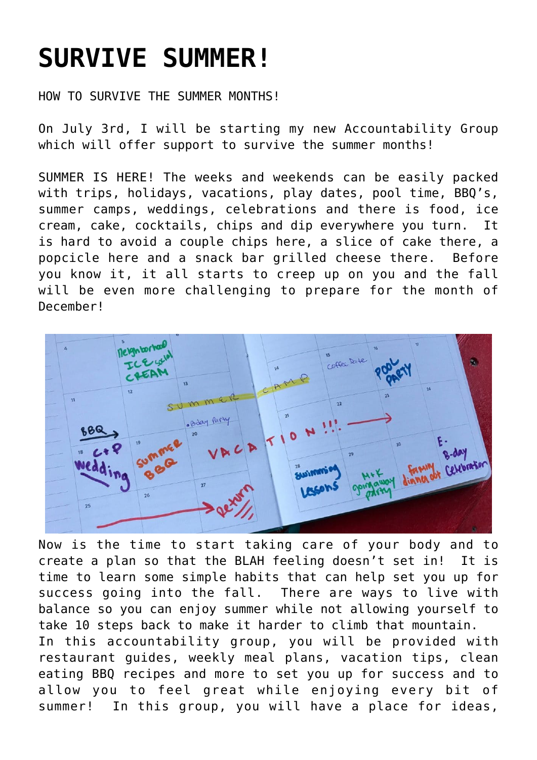# SURVIVE SUMMER!

HOW TO SURVIVE THE SUMMER MONTHS!

On July 3rd, I will be starting my new Accountability Group which will offer support to survive the summer months!

SUMMER IS HERE! The weeks and weekends can be easily packed with trips, holidays, vacations, play dates, pool time, BBQ's, summer camps, weddings, celebrations and there is food, ice cream, cake, cocktails, chips and dip everywhere you turn. It is hard to avoid a couple chips here, a slice of cake there, a popcicle here and a snack bar grilled cheese there. Before you know it, it all starts to creep up on you and the fall will be even more challenging to prepare for the month of December!

Now is the time to start taking care of your body and to create a plan so that the BLAH feeling doesn't set in! It is time to learn some simple habits that can help set you up for success going into the fall. There are ways to live with balance so you can enjoy summer while not allowing yourself to take 10 steps back to make it harder to climb that mountain.

In this accountability group, you will be provided with restaurant guides, weekly meal plans, vacation tips, clean eating BBQ recipes and more to set you up for success and to allow you to feel great while enjoying every bit of summer! In this group, you will have a place for ideas,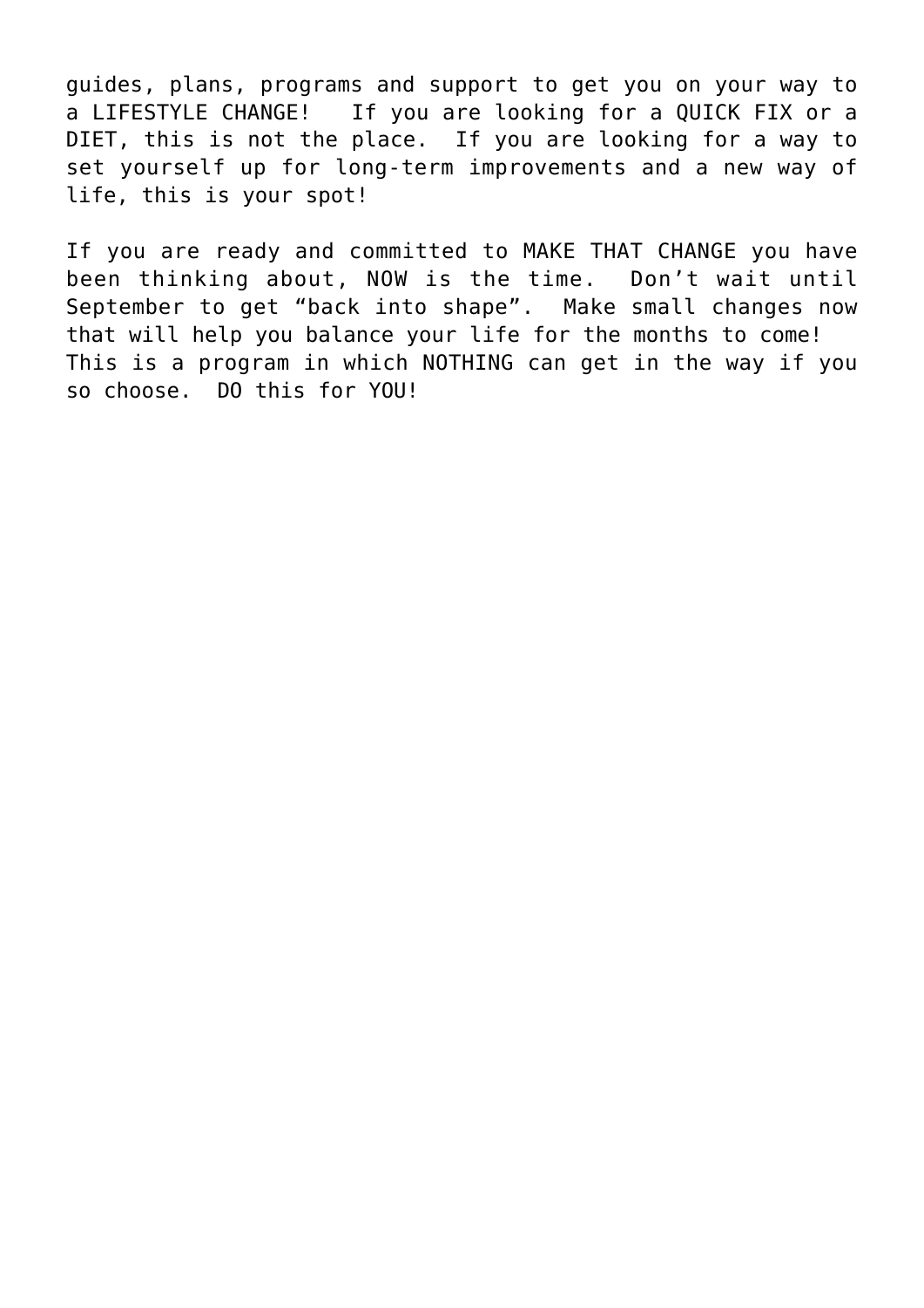guides, plans, programs and support to get you on your way to a LIFESTYLE CHANGE!  If you are looking for a QUICK FIX or a DIET, this is not the place.  If you are looking for a way to set yourself up for long-term improvements and a new way of life, this is your spot!

If you are ready and committed to MAKE THAT CHANGE you have been thinking about, NOW is the time.  Don't wait until September to get "back into shape".  Make small changes now that will help you balance your life for the months to come!  This is a program in which NOTHING can get in the way if you so choose.  DO this for YOU!